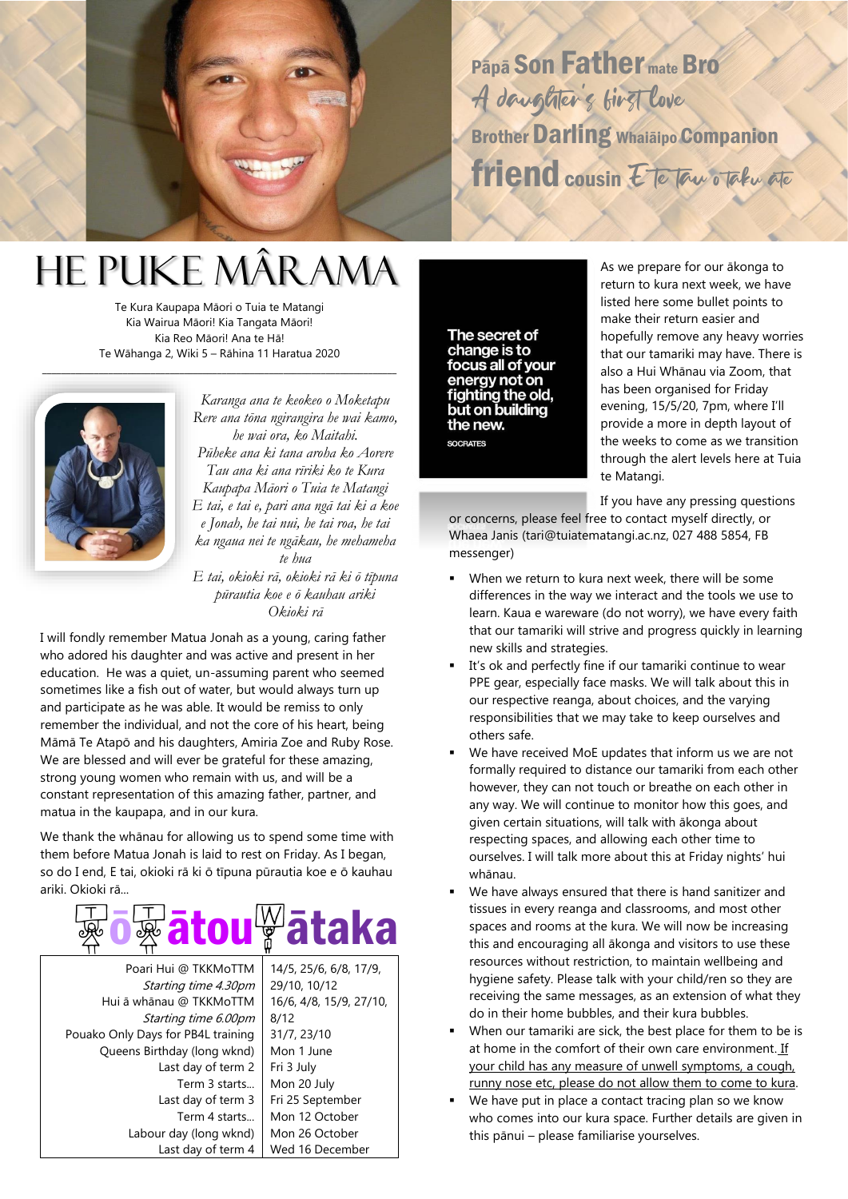Pāpā Son Father mate Bro
A daughter's first love
Brother Darling Whaiāipo Companion
friend cousin E te Tau o taku ate

# HE PUKE MĀRAMA

Te Kura Kaupapa Māori o Tuia te Matangi
Kia Wairua Māori! Kia Tangata Māori!
Kia Reo Māori! Ana te Hā!
Te Wāhanga 2, Wiki 5 – Rāhina 11 Haratua 2020

*Karanga ana te keokeo o Moketapu*
*Rere ana tōna ngirangira he wai kamo,*
*he wai ora, ko Maitahi.*
*Pūheke ana ki tana aroha ko Aorere*
*Tau ana ki ana rīriki ko te Kura*
*Kaupapa Māori o Tuia te Matangi*
*E tai, e tai e, pari ana ngā tai ki a koe*
*e Jonah, he tai nui, he tai roa, he tai*
*ka ngaua nei te ngākau, he mehameha*
*te hua*
*E tai, okioki rā, okioki rā ki ō tīpuna*
*pūrautia koe e ō kauhau ariki*
*Okioki rā*

I will fondly remember Matua Jonah as a young, caring father who adored his daughter and was active and present in her education. He was a quiet, un-assuming parent who seemed sometimes like a fish out of water, but would always turn up and participate as he was able. It would be remiss to only remember the individual, and not the core of his heart, being Māmā Te Atapō and his daughters, Amiria Zoe and Ruby Rose. We are blessed and will ever be grateful for these amazing, strong young women who remain with us, and will be a constant representation of this amazing father, partner, and matua in the kaupapa, and in our kura.

We thank the whānau for allowing us to spend some time with them before Matua Jonah is laid to rest on Friday. As I began, so do I end, E tai, okioki rā ki ō tīpuna pūrautia koe e ō kauhau ariki. Okioki rā...

## Tō Tātou Wātaka

| | |
|---|---|
| Poari Hui @ TKKMoTTM *Starting time 4.30pm* | 14/5, 25/6, 6/8, 17/9, 29/10, 10/12 |
| Hui ā whānau @ TKKMoTTM *Starting time 6.00pm* | 16/6, 4/8, 15/9, 27/10, 8/12 |
| Pouako Only Days for PB4L training | 31/7, 23/10 |
| Queens Birthday (long wknd) | Mon 1 June |
| Last day of term 2 | Fri 3 July |
| Term 3 starts... | Mon 20 July |
| Last day of term 3 | Fri 25 September |
| Term 4 starts... | Mon 12 October |
| Labour day (long wknd) | Mon 26 October |
| Last day of term 4 | Wed 16 December |

**The secret of change is to focus all of your energy not on fighting the old, but on building the new.**
SOCRATES

As we prepare for our ākonga to return to kura next week, we have listed here some bullet points to make their return easier and hopefully remove any heavy worries that our tamariki may have. There is also a Hui Whānau via Zoom, that has been organised for Friday evening, 15/5/20, 7pm, where I'll provide a more in depth layout of the weeks to come as we transition through the alert levels here at Tuia te Matangi.

If you have any pressing questions or concerns, please feel free to contact myself directly, or Whaea Janis (tari@tuiatematangi.ac.nz, 027 488 5854, FB messenger)

- When we return to kura next week, there will be some differences in the way we interact and the tools we use to learn. Kaua e wareware (do not worry), we have every faith that our tamariki will strive and progress quickly in learning new skills and strategies.
- It's ok and perfectly fine if our tamariki continue to wear PPE gear, especially face masks. We will talk about this in our respective reanga, about choices, and the varying responsibilities that we may take to keep ourselves and others safe.
- We have received MoE updates that inform us we are not formally required to distance our tamariki from each other however, they can not touch or breathe on each other in any way. We will continue to monitor how this goes, and given certain situations, will talk with ākonga about respecting spaces, and allowing each other time to ourselves. I will talk more about this at Friday nights' hui whānau.
- We have always ensured that there is hand sanitizer and tissues in every reanga and classrooms, and most other spaces and rooms at the kura. We will now be increasing this and encouraging all ākonga and visitors to use these resources without restriction, to maintain wellbeing and hygiene safety. Please talk with your child/ren so they are receiving the same messages, as an extension of what they do in their home bubbles, and their kura bubbles.
- When our tamariki are sick, the best place for them to be is at home in the comfort of their own care environment. <u>If your child has any measure of unwell symptoms, a cough, runny nose etc, please do not allow them to come to kura</u>.
- We have put in place a contact tracing plan so we know who comes into our kura space. Further details are given in this pānui – please familiarise yourselves.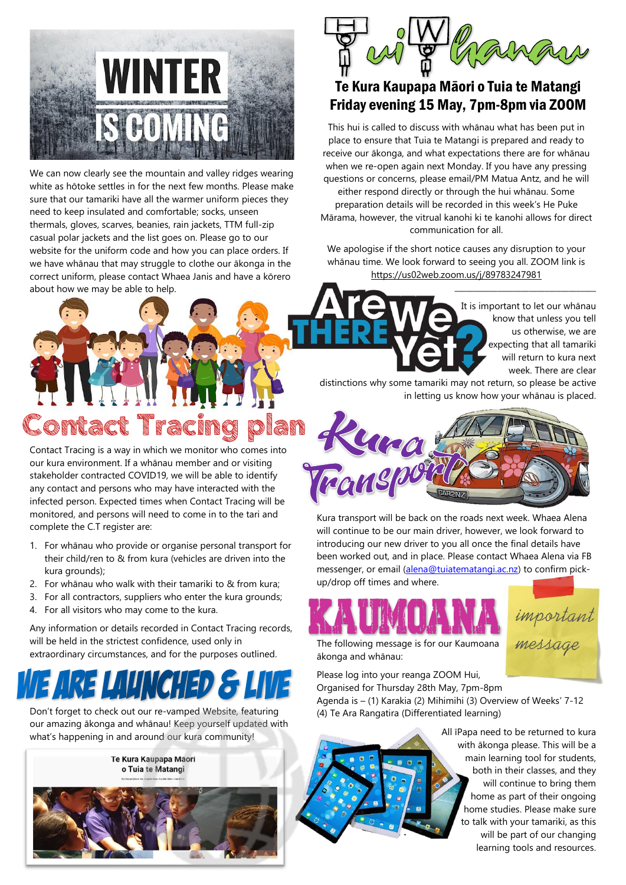# WINTER IS COMING

We can now clearly see the mountain and valley ridges wearing white as hōtoke settles in for the next few months. Please make sure that our tamariki have all the warmer uniform pieces they need to keep insulated and comfortable; socks, unseen thermals, gloves, scarves, beanies, rain jackets, TTM full-zip casual polar jackets and the list goes on. Please go to our website for the uniform code and how you can place orders. If we have whānau that may struggle to clothe our ākonga in the correct uniform, please contact Whaea Janis and have a kōrero about how we may be able to help.

# Contact Tracing plan

Contact Tracing is a way in which we monitor who comes into our kura environment. If a whānau member and or visiting stakeholder contracted COVID19, we will be able to identify any contact and persons who may have interacted with the infected person. Expected times when Contact Tracing will be monitored, and persons will need to come in to the tari and complete the C.T register are:

1. For whānau who provide or organise personal transport for their child/ren to & from kura (vehicles are driven into the kura grounds);
2. For whānau who walk with their tamariki to & from kura;
3. For all contractors, suppliers who enter the kura grounds;
4. For all visitors who may come to the kura.

Any information or details recorded in Contact Tracing records, will be held in the strictest confidence, used only in extraordinary circumstances, and for the purposes outlined.

# WE ARE LAUNCHED & LIVE

Don't forget to check out our re-vamped Website, featuring our amazing ākonga and whānau! Keep yourself updated with what's happening in and around our kura community!

# Hui Whānau

## Te Kura Kaupapa Māori o Tuia te Matangi
## Friday evening 15 May, 7pm-8pm via ZOOM

This hui is called to discuss with whānau what has been put in place to ensure that Tuia te Matangi is prepared and ready to receive our ākonga, and what expectations there are for whānau when we re-open again next Monday. If you have any pressing questions or concerns, please email/PM Matua Antz, and he will either respond directly or through the hui whānau. Some preparation details will be recorded in this week's He Puke Mārama, however, the vitrual kanohi ki te kanohi allows for direct communication for all.

We apologise if the short notice causes any disruption to your whānau time. We look forward to seeing you all. ZOOM link is https://us02web.zoom.us/j/89783247981

# Are we THERE Yet?

It is important to let our whānau know that unless you tell us otherwise, we are expecting that all tamariki will return to kura next week. There are clear distinctions why some tamariki may not return, so please be active in letting us know how your whānau is placed.

# Kura Transport

Kura transport will be back on the roads next week. Whaea Alena will continue to be our main driver, however, we look forward to introducing our new driver to you all once the final details have been worked out, and in place. Please contact Whaea Alena via FB messenger, or email (alena@tuiatematangi.ac.nz) to confirm pick-up/drop off times and where.

# KAUMOANA

*important message*

The following message is for our Kaumoana ākonga and whānau:

Please log into your reanga ZOOM Hui, Organised for Thursday 28th May, 7pm-8pm
Agenda is – (1) Karakia (2) Mihimihi (3) Overview of Weeks' 7-12 (4) Te Ara Rangatira (Differentiated learning)

All īPapa need to be returned to kura with ākonga please. This will be a main learning tool for students, both in their classes, and they will continue to bring them home as part of their ongoing home studies. Please make sure to talk with your tamariki, as this will be part of our changing learning tools and resources.